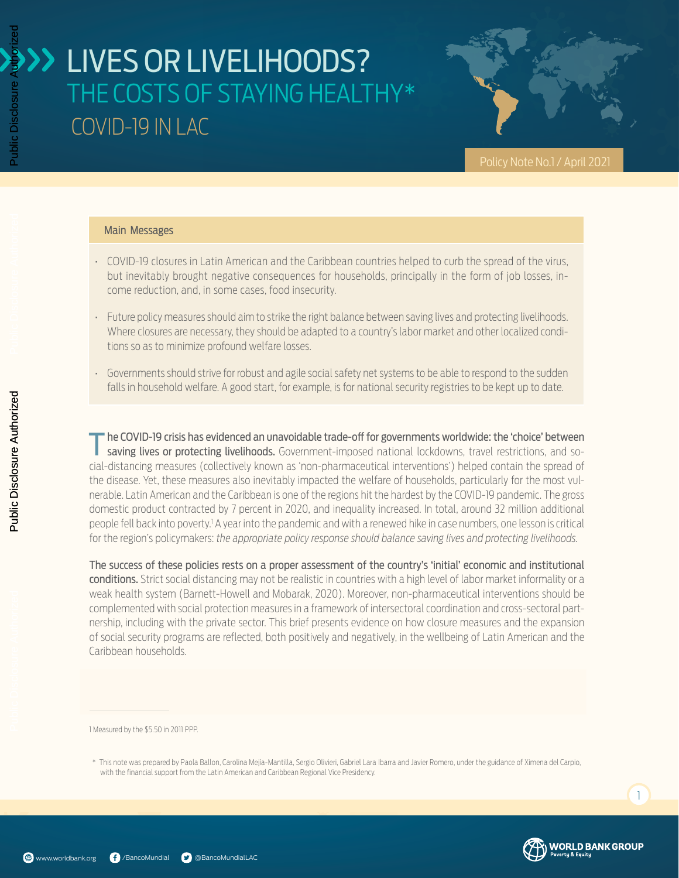# LIVES OR LIVELIHOODS?

## THE COSTS OF STAYING HEALTHY*

## COVID-19 IN LAC

Policy Note No.1 / April 2021

### Main Messages

- COVID-19 closures in Latin American and the Caribbean countries helped to curb the spread of the virus, but inevitably brought negative consequences for households, principally in the form of job losses, income reduction, and, in some cases, food insecurity.
- Future policy measures should aim to strike the right balance between saving lives and protecting livelihoods. Where closures are necessary, they should be adapted to a country's labor market and other localized conditions so as to minimize profound welfare losses.
- Governments should strive for robust and agile social safety net systems to be able to respond to the sudden falls in household welfare. A good start, for example, is for national security registries to be kept up to date.

**The COVID-19 crisis has evidenced an unavoidable trade-off for governments worldwide: the 'choice' between saving lives or protecting livelihoods.** Government-imposed national lockdowns, travel restrictions, and social-distancing measures (collectively known as 'non-pharmaceutical interventions') helped contain the spread of the disease. Yet, these measures also inevitably impacted the welfare of households, particularly for the most vulnerable. Latin American and the Caribbean is one of the regions hit the hardest by the COVID-19 pandemic. The gross domestic product contracted by 7 percent in 2020, and inequality increased. In total, around 32 million additional people fell back into poverty.[1] A year into the pandemic and with a renewed hike in case numbers, one lesson is critical for the region's policymakers: *the appropriate policy response should balance saving lives and protecting livelihoods.*

**The success of these policies rests on a proper assessment of the country's 'initial' economic and institutional conditions.** Strict social distancing may not be realistic in countries with a high level of labor market informality or a weak health system (Barnett-Howell and Mobarak, 2020). Moreover, non-pharmaceutical interventions should be complemented with social protection measures in a framework of intersectoral coordination and cross-sectoral partnership, including with the private sector. This brief presents evidence on how closure measures and the expansion of social security programs are reflected, both positively and negatively, in the wellbeing of Latin American and the Caribbean households.

---

1 Measured by the $5.50 in 2011 PPP.

\* This note was prepared by Paola Ballon, Carolina Mejía-Mantilla, Sergio Olivieri, Gabriel Lara Ibarra and Javier Romero, under the guidance of Ximena del Carpio, with the financial support from the Latin American and Caribbean Regional Vice Presidency.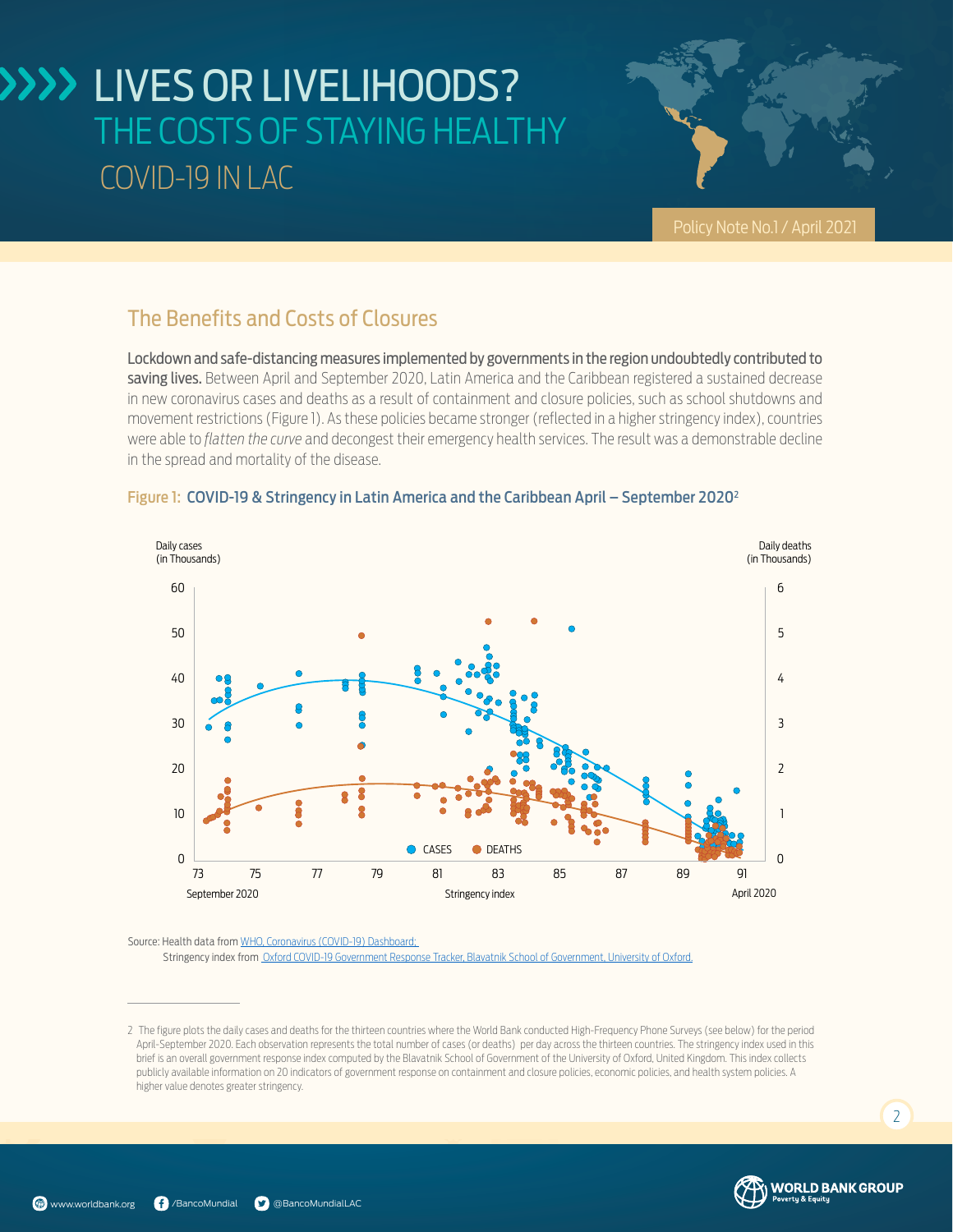# LIVES OR LIVELIHOODS?
## THE COSTS OF STAYING HEALTHY
## COVID-19 IN LAC

Policy Note No.1 / April 2021

## The Benefits and Costs of Closures

**Lockdown and safe-distancing measures implemented by governments in the region undoubtedly contributed to saving lives.** Between April and September 2020, Latin America and the Caribbean registered a sustained decrease in new coronavirus cases and deaths as a result of containment and closure policies, such as school shutdowns and movement restrictions (Figure 1). As these policies became stronger (reflected in a higher stringency index), countries were able to *flatten the curve* and decongest their emergency health services. The result was a demonstrable decline in the spread and mortality of the disease.

**Figure 1: COVID-19 & Stringency in Latin America and the Caribbean April – September 2020**[2]

Daily cases (in Thousands) | Daily deaths (in Thousands)

CASES ● DEATHS ●

Stringency index: September 2020 (73) – April 2020 (91)

Source: Health data from WHO, Coronavirus (COVID-19) Dashboard;
Stringency index from Oxford COVID-19 Government Response Tracker, Blavatnik School of Government, University of Oxford.

---

2 The figure plots the daily cases and deaths for the thirteen countries where the World Bank conducted High-Frequency Phone Surveys (see below) for the period April-September 2020. Each observation represents the total number of cases (or deaths) per day across the thirteen countries. The stringency index used in this brief is an overall government response index computed by the Blavatnik School of Government of the University of Oxford, United Kingdom. This index collects publicly available information on 20 indicators of government response on containment and closure policies, economic policies, and health system policies. A higher value denotes greater stringency.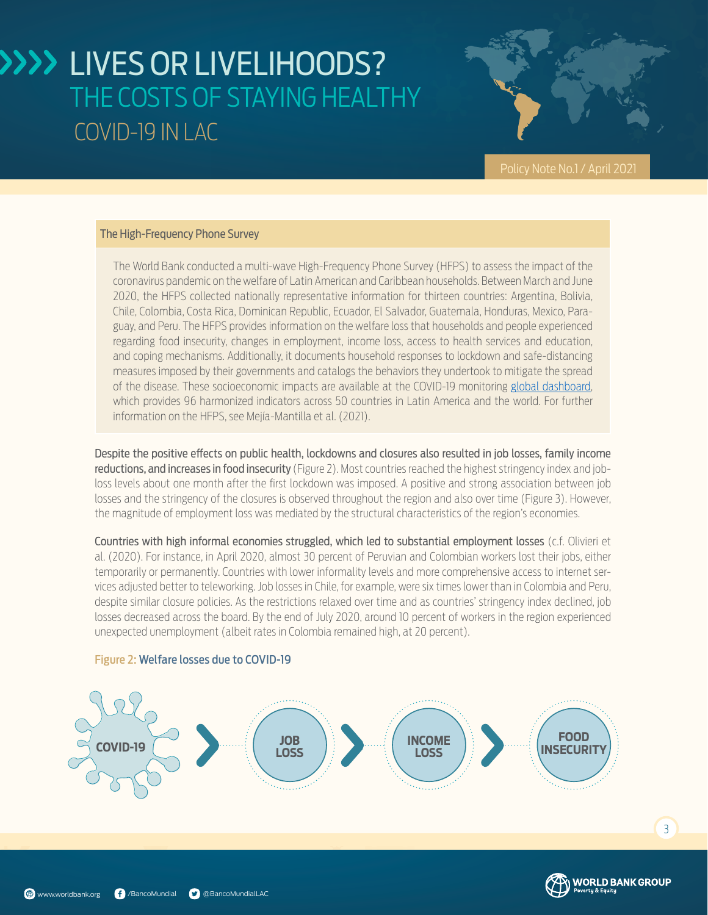### The High-Frequency Phone Survey

The World Bank conducted a multi-wave High-Frequency Phone Survey (HFPS) to assess the impact of the coronavirus pandemic on the welfare of Latin American and Caribbean households. Between March and June 2020, the HFPS collected nationally representative information for thirteen countries: Argentina, Bolivia, Chile, Colombia, Costa Rica, Dominican Republic, Ecuador, El Salvador, Guatemala, Honduras, Mexico, Paraguay, and Peru. The HFPS provides information on the welfare loss that households and people experienced regarding food insecurity, changes in employment, income loss, access to health services and education, and coping mechanisms. Additionally, it documents household responses to lockdown and safe-distancing measures imposed by their governments and catalogs the behaviors they undertook to mitigate the spread of the disease. These socioeconomic impacts are available at the COVID-19 monitoring global dashboard, which provides 96 harmonized indicators across 50 countries in Latin America and the world. For further information on the HFPS, see Mejía-Mantilla et al. (2021).

**Despite the positive effects on public health, lockdowns and closures also resulted in job losses, family income reductions, and increases in food insecurity** (Figure 2). Most countries reached the highest stringency index and job-loss levels about one month after the first lockdown was imposed. A positive and strong association between job losses and the stringency of the closures is observed throughout the region and also over time (Figure 3). However, the magnitude of employment loss was mediated by the structural characteristics of the region's economies.

**Countries with high informal economies struggled, which led to substantial employment losses** (c.f. Olivieri et al. (2020). For instance, in April 2020, almost 30 percent of Peruvian and Colombian workers lost their jobs, either temporarily or permanently. Countries with lower informality levels and more comprehensive access to internet services adjusted better to teleworking. Job losses in Chile, for example, were six times lower than in Colombia and Peru, despite similar closure policies. As the restrictions relaxed over time and as countries' stringency index declined, job losses decreased across the board. By the end of July 2020, around 10 percent of workers in the region experienced unexpected unemployment (albeit rates in Colombia remained high, at 20 percent).

Figure 2: Welfare losses due to COVID-19

COVID-19 → JOB LOSS → INCOME LOSS → FOOD INSECURITY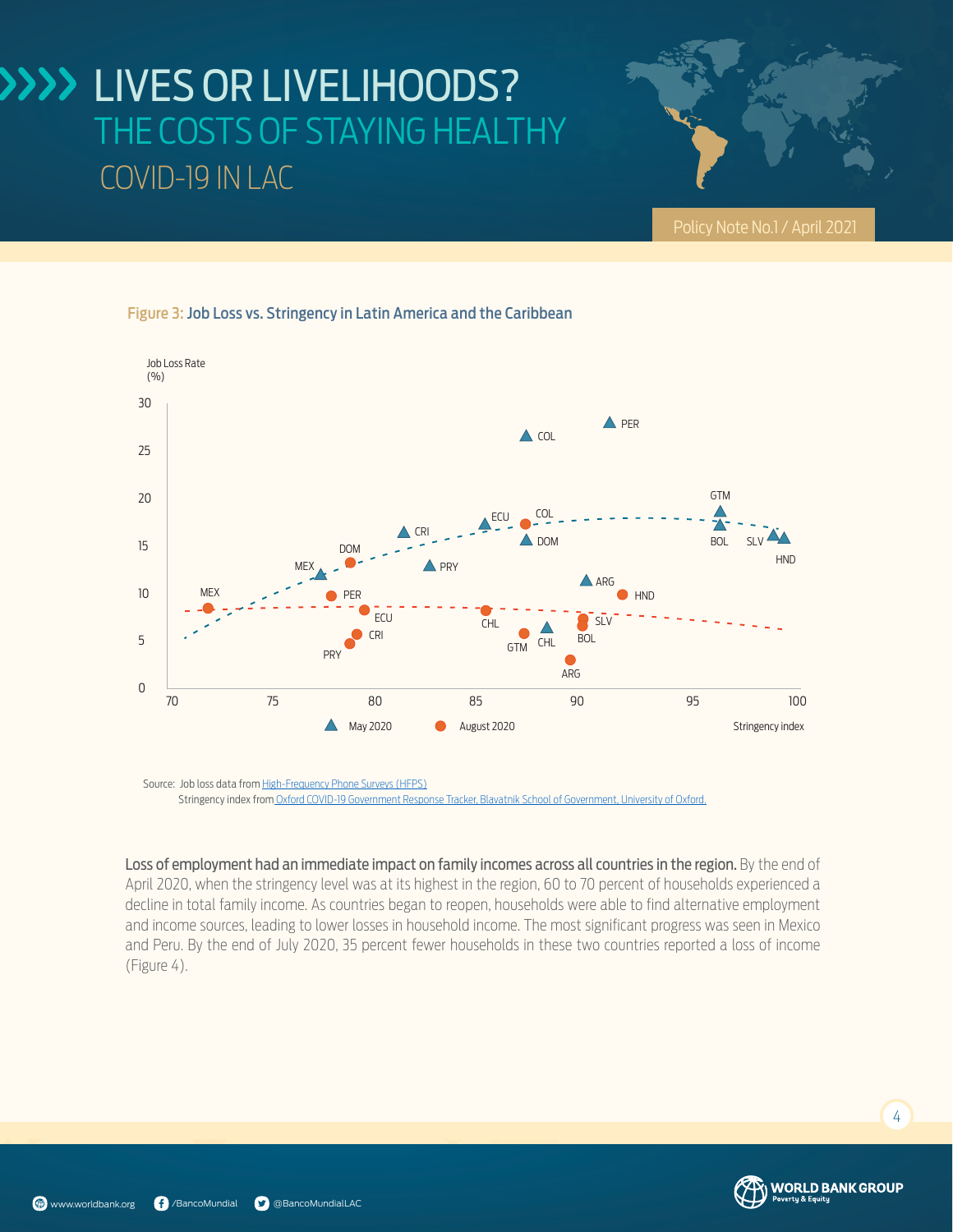# LIVES OR LIVELIHOODS? THE COSTS OF STAYING HEALTHY COVID-19 IN LAC

Policy Note No.1 / April 2021

**Figure 3:** Job Loss vs. Stringency in Latin America and the Caribbean

Source: Job loss data from High-Frequency Phone Surveys (HFPS)
Stringency index from Oxford COVID-19 Government Response Tracker, Blavatnik School of Government, University of Oxford.

**Loss of employment had an immediate impact on family incomes across all countries in the region.** By the end of April 2020, when the stringency level was at its highest in the region, 60 to 70 percent of households experienced a decline in total family income. As countries began to reopen, households were able to find alternative employment and income sources, leading to lower losses in household income. The most significant progress was seen in Mexico and Peru. By the end of July 2020, 35 percent fewer households in these two countries reported a loss of income (Figure 4).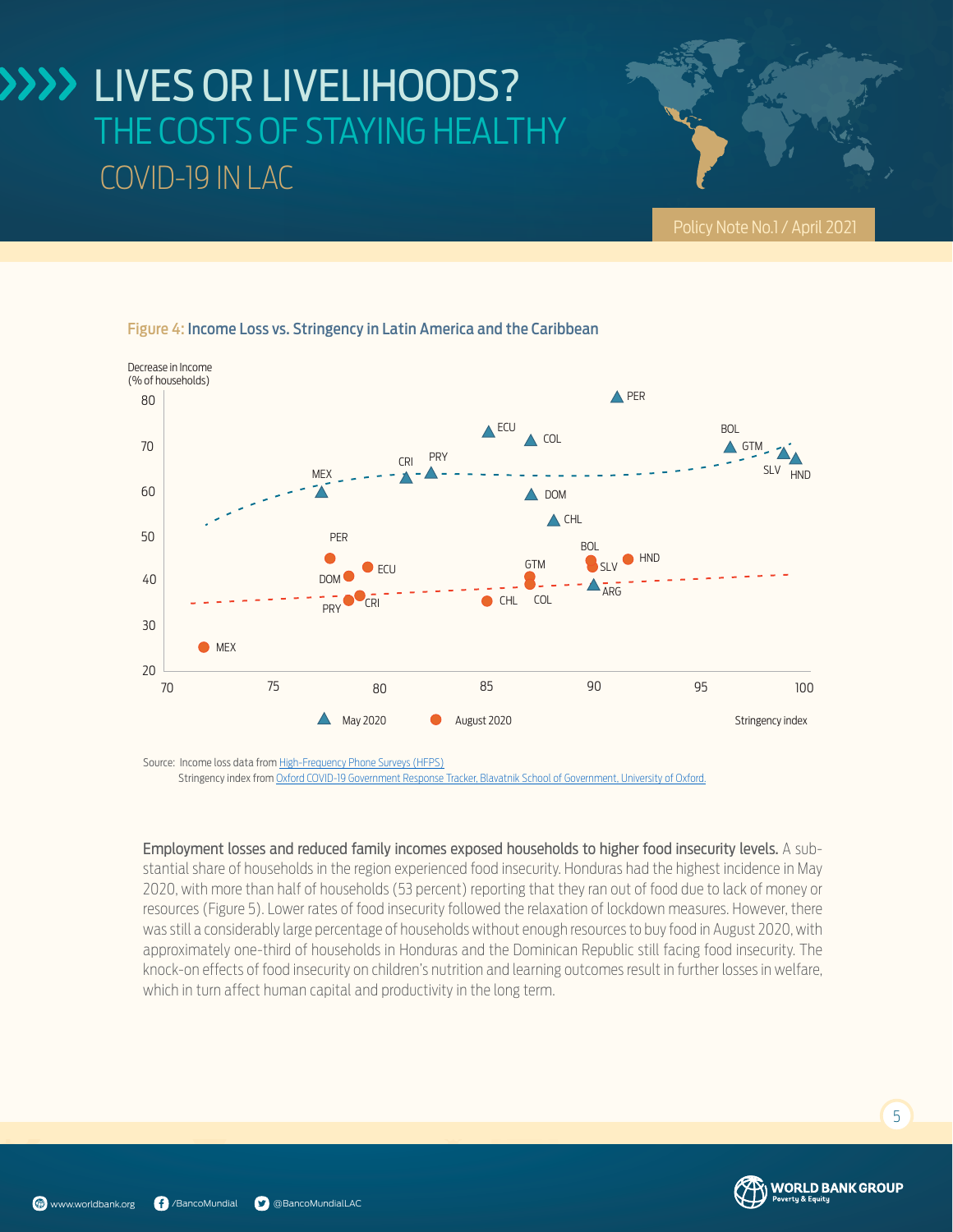# LIVES OR LIVELIHOODS?

## THE COSTS OF STAYING HEALTHY

### COVID-19 IN LAC

Policy Note No.1 / April 2021

**Figure 4: Income Loss vs. Stringency in Latin America and the Caribbean**

Decrease in Income (% of households)

Source: Income loss data from High-Frequency Phone Surveys (HFPS)
Stringency index from Oxford COVID-19 Government Response Tracker, Blavatnik School of Government, University of Oxford.

**Employment losses and reduced family incomes exposed households to higher food insecurity levels.** A substantial share of households in the region experienced food insecurity. Honduras had the highest incidence in May 2020, with more than half of households (53 percent) reporting that they ran out of food due to lack of money or resources (Figure 5). Lower rates of food insecurity followed the relaxation of lockdown measures. However, there was still a considerably large percentage of households without enough resources to buy food in August 2020, with approximately one-third of households in Honduras and the Dominican Republic still facing food insecurity. The knock-on effects of food insecurity on children's nutrition and learning outcomes result in further losses in welfare, which in turn affect human capital and productivity in the long term.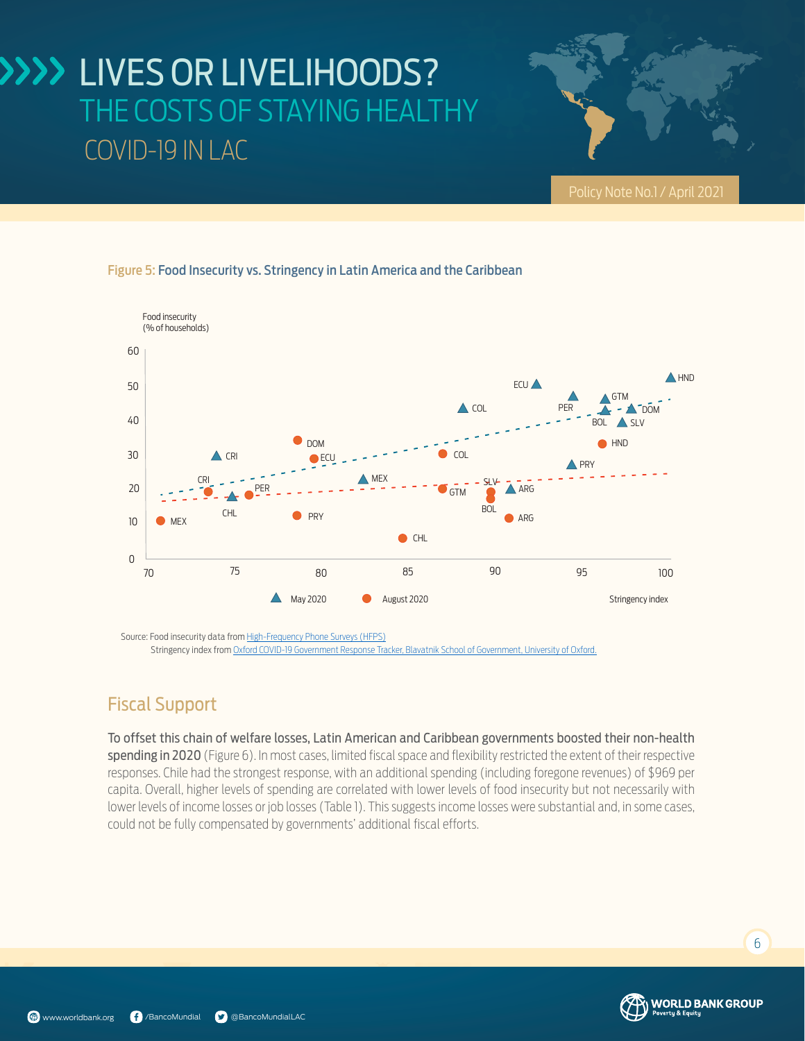Figure 5: Food Insecurity vs. Stringency in Latin America and the Caribbean

Source: Food insecurity data from High-Frequency Phone Surveys (HFPS)
Stringency index from Oxford COVID-19 Government Response Tracker, Blavatnik School of Government, University of Oxford.

## Fiscal Support

**To offset this chain of welfare losses, Latin American and Caribbean governments boosted their non-health spending in 2020** (Figure 6). In most cases, limited fiscal space and flexibility restricted the extent of their respective responses. Chile had the strongest response, with an additional spending (including foregone revenues) of $969 per capita. Overall, higher levels of spending are correlated with lower levels of food insecurity but not necessarily with lower levels of income losses or job losses (Table 1). This suggests income losses were substantial and, in some cases, could not be fully compensated by governments' additional fiscal efforts.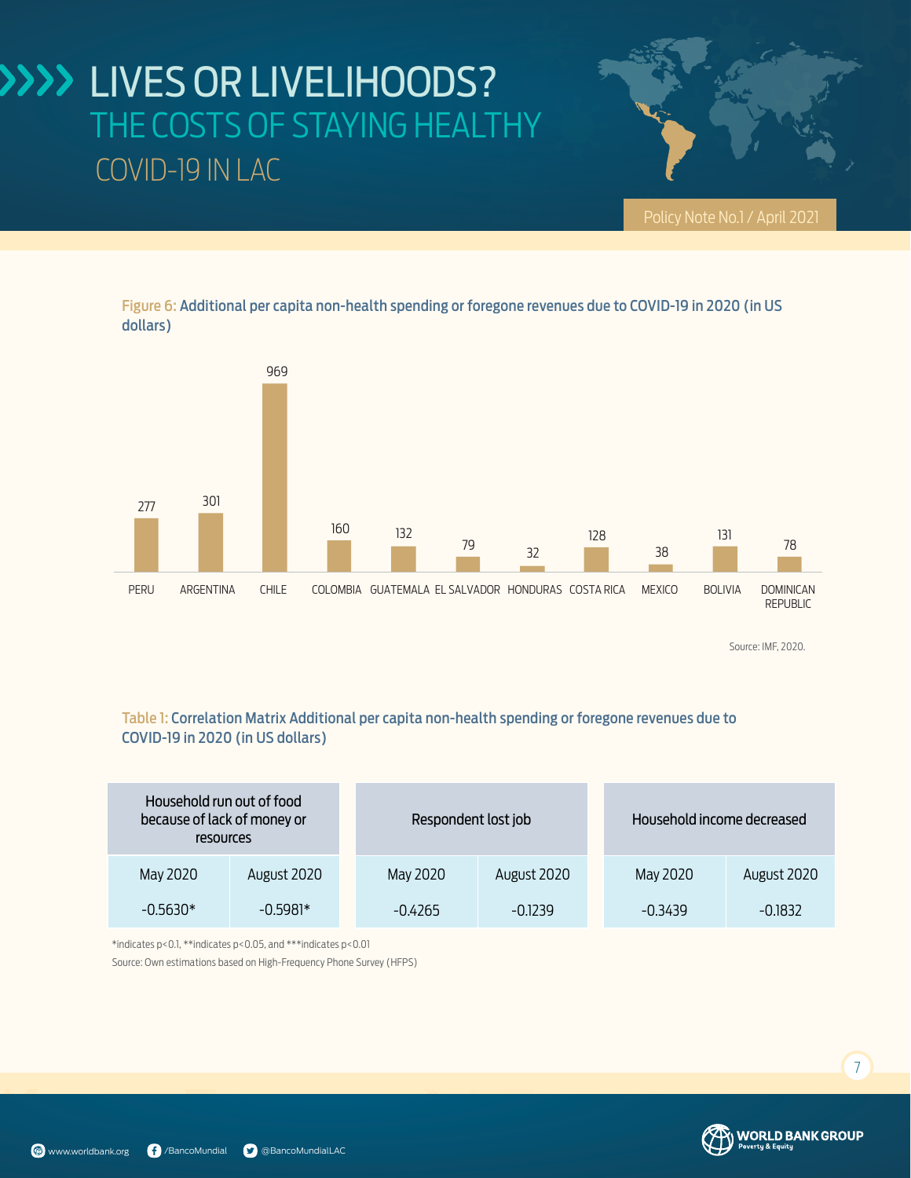Figure 6: Additional per capita non-health spending or foregone revenues due to COVID-19 in 2020 (in US dollars)

| Country | US dollars |
|---|---|
| PERU | 277 |
| ARGENTINA | 301 |
| CHILE | 969 |
| COLOMBIA | 160 |
| GUATEMALA | 132 |
| EL SALVADOR | 79 |
| HONDURAS | 32 |
| COSTA RICA | 128 |
| MEXICO | 38 |
| BOLIVIA | 131 |
| DOMINICAN REPUBLIC | 78 |

Source: IMF, 2020.

Table 1: Correlation Matrix Additional per capita non-health spending or foregone revenues due to COVID-19 in 2020 (in US dollars)

| Household run out of food because of lack of money or resources | | Respondent lost job | | Household income decreased | |
|---|---|---|---|---|---|
| May 2020 | August 2020 | May 2020 | August 2020 | May 2020 | August 2020 |
| -0.5630* | -0.5981* | -0.4265 | -0.1239 | -0.3439 | -0.1832 |

*indicates p<0.1, **indicates p<0.05, and ***indicates p<0.01

Source: Own estimations based on High-Frequency Phone Survey (HFPS)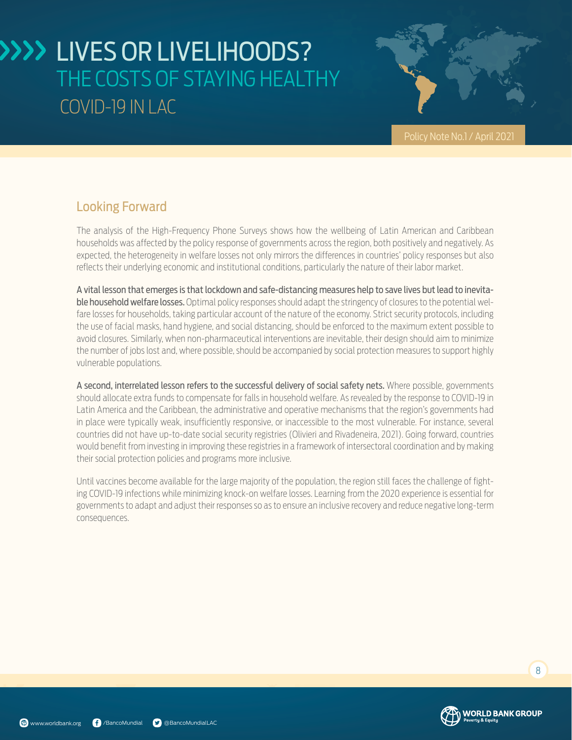## Looking Forward

The analysis of the High-Frequency Phone Surveys shows how the wellbeing of Latin American and Caribbean households was affected by the policy response of governments across the region, both positively and negatively. As expected, the heterogeneity in welfare losses not only mirrors the differences in countries' policy responses but also reflects their underlying economic and institutional conditions, particularly the nature of their labor market.

**A vital lesson that emerges is that lockdown and safe-distancing measures help to save lives but lead to inevitable household welfare losses.** Optimal policy responses should adapt the stringency of closures to the potential welfare losses for households, taking particular account of the nature of the economy. Strict security protocols, including the use of facial masks, hand hygiene, and social distancing, should be enforced to the maximum extent possible to avoid closures. Similarly, when non-pharmaceutical interventions are inevitable, their design should aim to minimize the number of jobs lost and, where possible, should be accompanied by social protection measures to support highly vulnerable populations.

**A second, interrelated lesson refers to the successful delivery of social safety nets.** Where possible, governments should allocate extra funds to compensate for falls in household welfare. As revealed by the response to COVID-19 in Latin America and the Caribbean, the administrative and operative mechanisms that the region's governments had in place were typically weak, insufficiently responsive, or inaccessible to the most vulnerable. For instance, several countries did not have up-to-date social security registries (Olivieri and Rivadeneira, 2021). Going forward, countries would benefit from investing in improving these registries in a framework of intersectoral coordination and by making their social protection policies and programs more inclusive.

Until vaccines become available for the large majority of the population, the region still faces the challenge of fighting COVID-19 infections while minimizing knock-on welfare losses. Learning from the 2020 experience is essential for governments to adapt and adjust their responses so as to ensure an inclusive recovery and reduce negative long-term consequences.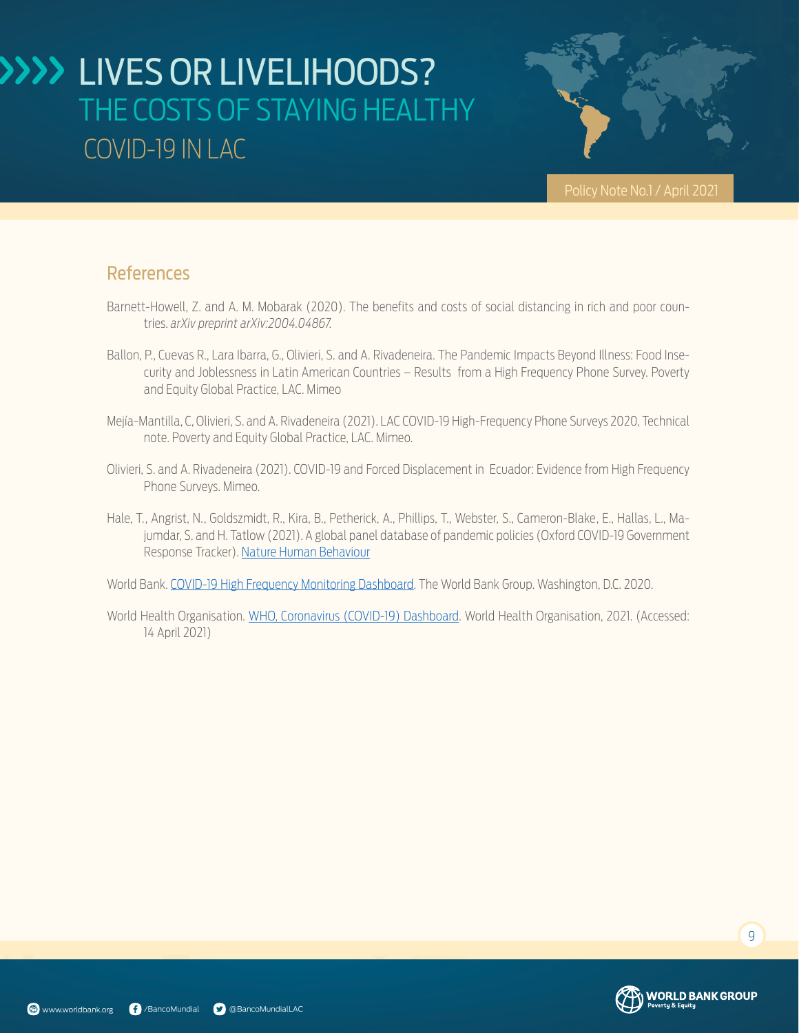## References

Barnett-Howell, Z. and A. M. Mobarak (2020). The benefits and costs of social distancing in rich and poor countries. *arXiv preprint arXiv:2004.04867.*

Ballon, P., Cuevas R., Lara Ibarra, G., Olivieri, S. and A. Rivadeneira. The Pandemic Impacts Beyond Illness: Food Insecurity and Joblessness in Latin American Countries – Results from a High Frequency Phone Survey. Poverty and Equity Global Practice, LAC. Mimeo

Mejía-Mantilla, C, Olivieri, S. and A. Rivadeneira (2021). LAC COVID-19 High-Frequency Phone Surveys 2020, Technical note. Poverty and Equity Global Practice, LAC. Mimeo.

Olivieri, S. and A. Rivadeneira (2021). COVID-19 and Forced Displacement in Ecuador: Evidence from High Frequency Phone Surveys. Mimeo.

Hale, T., Angrist, N., Goldszmidt, R., Kira, B., Petherick, A., Phillips, T., Webster, S., Cameron-Blake, E., Hallas, L., Majumdar, S. and H. Tatlow (2021). A global panel database of pandemic policies (Oxford COVID-19 Government Response Tracker). Nature Human Behaviour

World Bank. COVID-19 High Frequency Monitoring Dashboard. The World Bank Group. Washington, D.C. 2020.

World Health Organisation. WHO, Coronavirus (COVID-19) Dashboard. World Health Organisation, 2021. (Accessed: 14 April 2021)